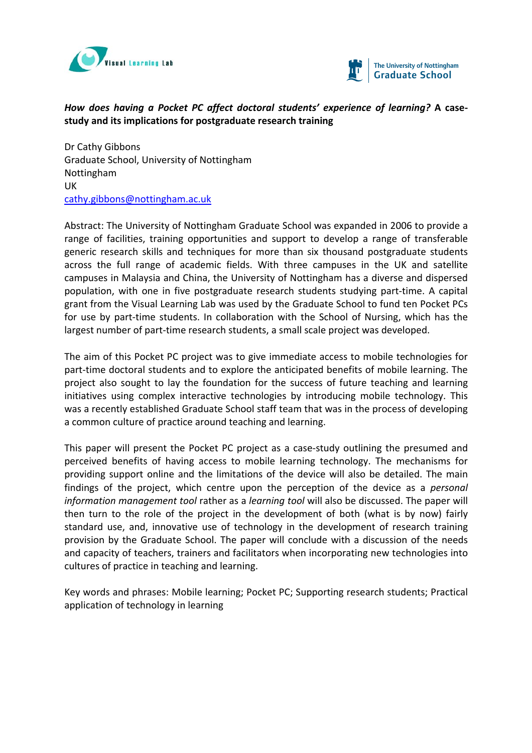Visual Learning Lab

The University of Nottingham Graduate School

***How does having a Pocket PC affect doctoral students' experience of learning?* A case-study and its implications for postgraduate research training**

Dr Cathy Gibbons  
Graduate School, University of Nottingham  
Nottingham  
UK  
cathy.gibbons@nottingham.ac.uk

Abstract: The University of Nottingham Graduate School was expanded in 2006 to provide a range of facilities, training opportunities and support to develop a range of transferable generic research skills and techniques for more than six thousand postgraduate students across the full range of academic fields. With three campuses in the UK and satellite campuses in Malaysia and China, the University of Nottingham has a diverse and dispersed population, with one in five postgraduate research students studying part-time. A capital grant from the Visual Learning Lab was used by the Graduate School to fund ten Pocket PCs for use by part-time students. In collaboration with the School of Nursing, which has the largest number of part-time research students, a small scale project was developed.

The aim of this Pocket PC project was to give immediate access to mobile technologies for part-time doctoral students and to explore the anticipated benefits of mobile learning. The project also sought to lay the foundation for the success of future teaching and learning initiatives using complex interactive technologies by introducing mobile technology. This was a recently established Graduate School staff team that was in the process of developing a common culture of practice around teaching and learning.

This paper will present the Pocket PC project as a case-study outlining the presumed and perceived benefits of having access to mobile learning technology. The mechanisms for providing support online and the limitations of the device will also be detailed. The main findings of the project, which centre upon the perception of the device as a *personal information management tool* rather as a *learning tool* will also be discussed. The paper will then turn to the role of the project in the development of both (what is by now) fairly standard use, and, innovative use of technology in the development of research training provision by the Graduate School. The paper will conclude with a discussion of the needs and capacity of teachers, trainers and facilitators when incorporating new technologies into cultures of practice in teaching and learning.

Key words and phrases: Mobile learning; Pocket PC; Supporting research students; Practical application of technology in learning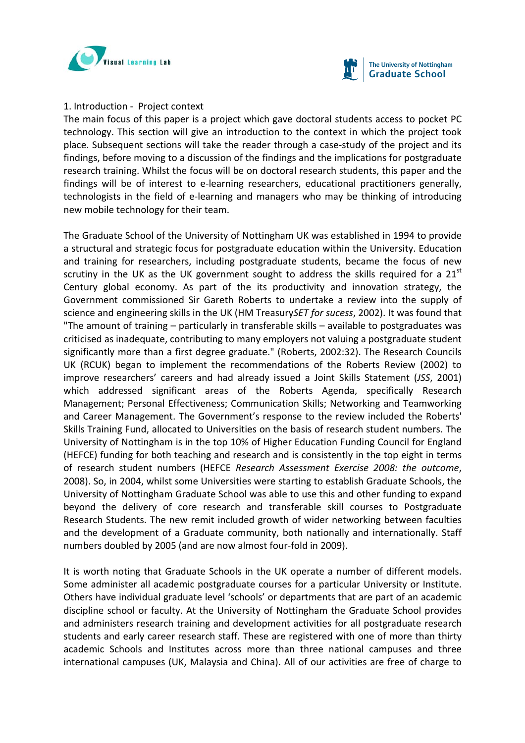1. Introduction - Project context

The main focus of this paper is a project which gave doctoral students access to pocket PC technology. This section will give an introduction to the context in which the project took place. Subsequent sections will take the reader through a case-study of the project and its findings, before moving to a discussion of the findings and the implications for postgraduate research training. Whilst the focus will be on doctoral research students, this paper and the findings will be of interest to e-learning researchers, educational practitioners generally, technologists in the field of e-learning and managers who may be thinking of introducing new mobile technology for their team.

The Graduate School of the University of Nottingham UK was established in 1994 to provide a structural and strategic focus for postgraduate education within the University. Education and training for researchers, including postgraduate students, became the focus of new scrutiny in the UK as the UK government sought to address the skills required for a 21st Century global economy. As part of the its productivity and innovation strategy, the Government commissioned Sir Gareth Roberts to undertake a review into the supply of science and engineering skills in the UK (HM Treasury*SET for sucess*, 2002). It was found that "The amount of training – particularly in transferable skills – available to postgraduates was criticised as inadequate, contributing to many employers not valuing a postgraduate student significantly more than a first degree graduate." (Roberts, 2002:32). The Research Councils UK (RCUK) began to implement the recommendations of the Roberts Review (2002) to improve researchers' careers and had already issued a Joint Skills Statement (*JSS*, 2001) which addressed significant areas of the Roberts Agenda, specifically Research Management; Personal Effectiveness; Communication Skills; Networking and Teamworking and Career Management. The Government's response to the review included the Roberts' Skills Training Fund, allocated to Universities on the basis of research student numbers. The University of Nottingham is in the top 10% of Higher Education Funding Council for England (HEFCE) funding for both teaching and research and is consistently in the top eight in terms of research student numbers (HEFCE *Research Assessment Exercise 2008: the outcome*, 2008). So, in 2004, whilst some Universities were starting to establish Graduate Schools, the University of Nottingham Graduate School was able to use this and other funding to expand beyond the delivery of core research and transferable skill courses to Postgraduate Research Students. The new remit included growth of wider networking between faculties and the development of a Graduate community, both nationally and internationally. Staff numbers doubled by 2005 (and are now almost four-fold in 2009).

It is worth noting that Graduate Schools in the UK operate a number of different models. Some administer all academic postgraduate courses for a particular University or Institute. Others have individual graduate level 'schools' or departments that are part of an academic discipline school or faculty. At the University of Nottingham the Graduate School provides and administers research training and development activities for all postgraduate research students and early career research staff. These are registered with one of more than thirty academic Schools and Institutes across more than three national campuses and three international campuses (UK, Malaysia and China). All of our activities are free of charge to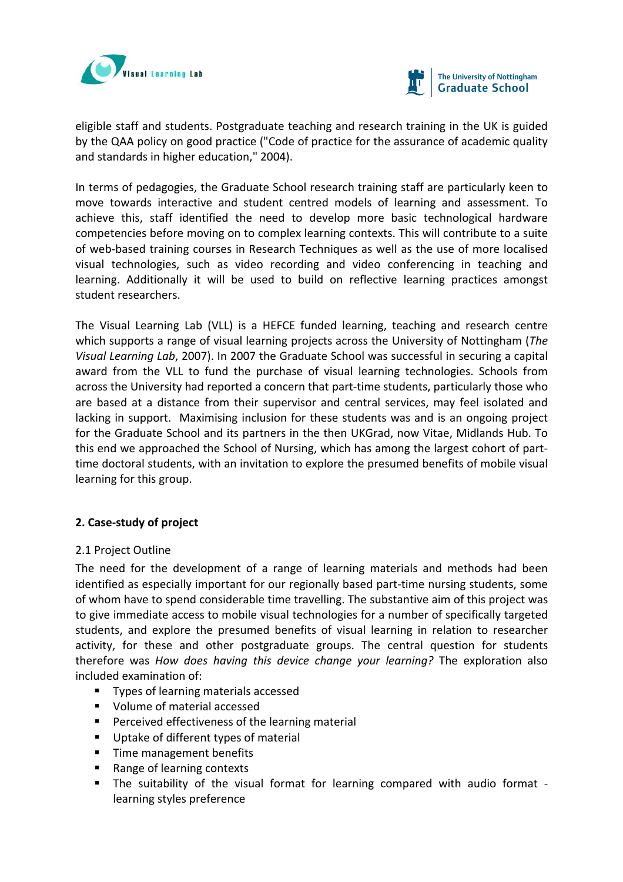eligible staff and students. Postgraduate teaching and research training in the UK is guided by the QAA policy on good practice ("Code of practice for the assurance of academic quality and standards in higher education," 2004).

In terms of pedagogies, the Graduate School research training staff are particularly keen to move towards interactive and student centred models of learning and assessment. To achieve this, staff identified the need to develop more basic technological hardware competencies before moving on to complex learning contexts. This will contribute to a suite of web-based training courses in Research Techniques as well as the use of more localised visual technologies, such as video recording and video conferencing in teaching and learning. Additionally it will be used to build on reflective learning practices amongst student researchers.

The Visual Learning Lab (VLL) is a HEFCE funded learning, teaching and research centre which supports a range of visual learning projects across the University of Nottingham (*The Visual Learning Lab*, 2007). In 2007 the Graduate School was successful in securing a capital award from the VLL to fund the purchase of visual learning technologies. Schools from across the University had reported a concern that part-time students, particularly those who are based at a distance from their supervisor and central services, may feel isolated and lacking in support. Maximising inclusion for these students was and is an ongoing project for the Graduate School and its partners in the then UKGrad, now Vitae, Midlands Hub. To this end we approached the School of Nursing, which has among the largest cohort of part-time doctoral students, with an invitation to explore the presumed benefits of mobile visual learning for this group.

## 2. Case-study of project

### 2.1 Project Outline

The need for the development of a range of learning materials and methods had been identified as especially important for our regionally based part-time nursing students, some of whom have to spend considerable time travelling. The substantive aim of this project was to give immediate access to mobile visual technologies for a number of specifically targeted students, and explore the presumed benefits of visual learning in relation to researcher activity, for these and other postgraduate groups. The central question for students therefore was *How does having this device change your learning?* The exploration also included examination of:

- Types of learning materials accessed
- Volume of material accessed
- Perceived effectiveness of the learning material
- Uptake of different types of material
- Time management benefits
- Range of learning contexts
- The suitability of the visual format for learning compared with audio format - learning styles preference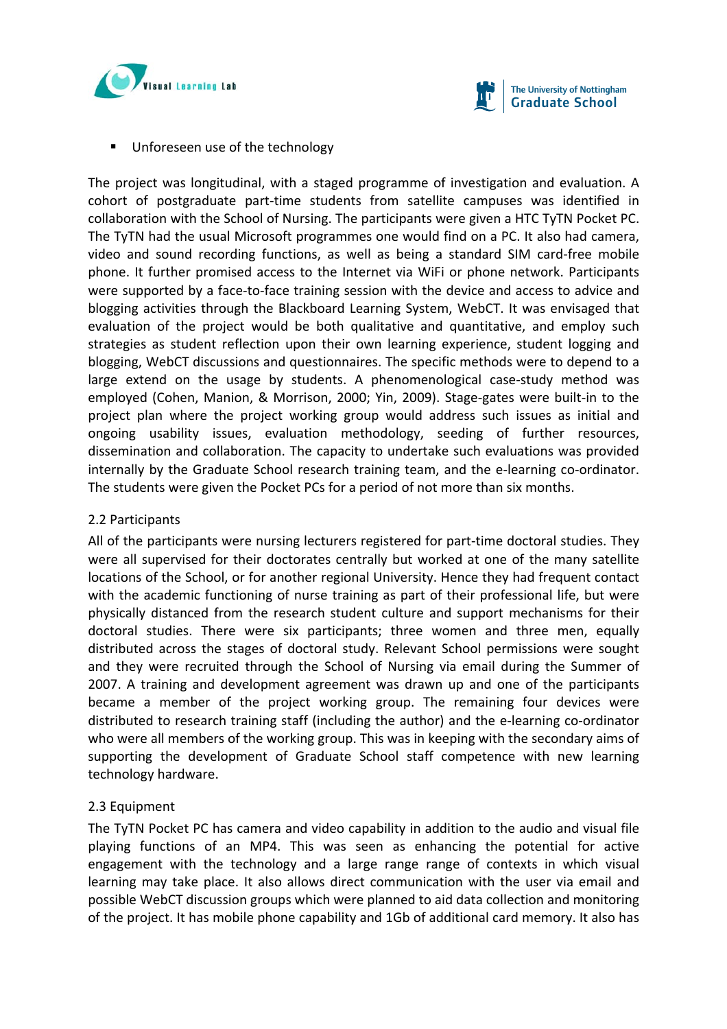- Unforeseen use of the technology

The project was longitudinal, with a staged programme of investigation and evaluation. A cohort of postgraduate part-time students from satellite campuses was identified in collaboration with the School of Nursing. The participants were given a HTC TyTN Pocket PC. The TyTN had the usual Microsoft programmes one would find on a PC. It also had camera, video and sound recording functions, as well as being a standard SIM card-free mobile phone. It further promised access to the Internet via WiFi or phone network. Participants were supported by a face-to-face training session with the device and access to advice and blogging activities through the Blackboard Learning System, WebCT. It was envisaged that evaluation of the project would be both qualitative and quantitative, and employ such strategies as student reflection upon their own learning experience, student logging and blogging, WebCT discussions and questionnaires. The specific methods were to depend to a large extend on the usage by students. A phenomenological case-study method was employed (Cohen, Manion, & Morrison, 2000; Yin, 2009). Stage-gates were built-in to the project plan where the project working group would address such issues as initial and ongoing usability issues, evaluation methodology, seeding of further resources, dissemination and collaboration. The capacity to undertake such evaluations was provided internally by the Graduate School research training team, and the e-learning co-ordinator. The students were given the Pocket PCs for a period of not more than six months.

## 2.2 Participants

All of the participants were nursing lecturers registered for part-time doctoral studies. They were all supervised for their doctorates centrally but worked at one of the many satellite locations of the School, or for another regional University. Hence they had frequent contact with the academic functioning of nurse training as part of their professional life, but were physically distanced from the research student culture and support mechanisms for their doctoral studies. There were six participants; three women and three men, equally distributed across the stages of doctoral study. Relevant School permissions were sought and they were recruited through the School of Nursing via email during the Summer of 2007. A training and development agreement was drawn up and one of the participants became a member of the project working group. The remaining four devices were distributed to research training staff (including the author) and the e-learning co-ordinator who were all members of the working group. This was in keeping with the secondary aims of supporting the development of Graduate School staff competence with new learning technology hardware.

## 2.3 Equipment

The TyTN Pocket PC has camera and video capability in addition to the audio and visual file playing functions of an MP4. This was seen as enhancing the potential for active engagement with the technology and a large range range of contexts in which visual learning may take place. It also allows direct communication with the user via email and possible WebCT discussion groups which were planned to aid data collection and monitoring of the project. It has mobile phone capability and 1Gb of additional card memory. It also has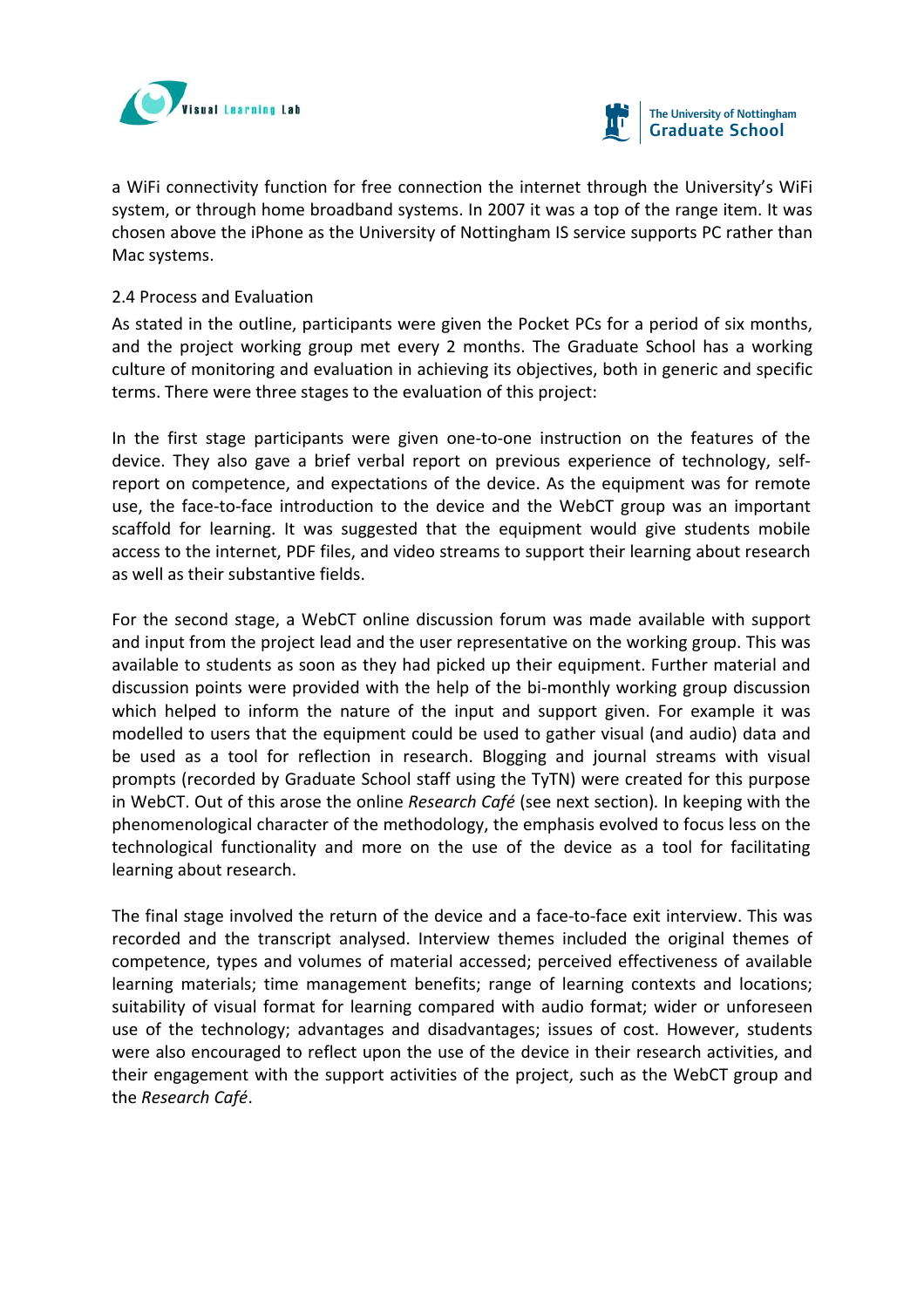a WiFi connectivity function for free connection the internet through the University's WiFi system, or through home broadband systems. In 2007 it was a top of the range item. It was chosen above the iPhone as the University of Nottingham IS service supports PC rather than Mac systems.

### 2.4 Process and Evaluation

As stated in the outline, participants were given the Pocket PCs for a period of six months, and the project working group met every 2 months. The Graduate School has a working culture of monitoring and evaluation in achieving its objectives, both in generic and specific terms. There were three stages to the evaluation of this project:

In the first stage participants were given one-to-one instruction on the features of the device. They also gave a brief verbal report on previous experience of technology, self-report on competence, and expectations of the device. As the equipment was for remote use, the face-to-face introduction to the device and the WebCT group was an important scaffold for learning. It was suggested that the equipment would give students mobile access to the internet, PDF files, and video streams to support their learning about research as well as their substantive fields.

For the second stage, a WebCT online discussion forum was made available with support and input from the project lead and the user representative on the working group. This was available to students as soon as they had picked up their equipment. Further material and discussion points were provided with the help of the bi-monthly working group discussion which helped to inform the nature of the input and support given. For example it was modelled to users that the equipment could be used to gather visual (and audio) data and be used as a tool for reflection in research. Blogging and journal streams with visual prompts (recorded by Graduate School staff using the TyTN) were created for this purpose in WebCT. Out of this arose the online *Research Café* (see next section). In keeping with the phenomenological character of the methodology, the emphasis evolved to focus less on the technological functionality and more on the use of the device as a tool for facilitating learning about research.

The final stage involved the return of the device and a face-to-face exit interview. This was recorded and the transcript analysed. Interview themes included the original themes of competence, types and volumes of material accessed; perceived effectiveness of available learning materials; time management benefits; range of learning contexts and locations; suitability of visual format for learning compared with audio format; wider or unforeseen use of the technology; advantages and disadvantages; issues of cost. However, students were also encouraged to reflect upon the use of the device in their research activities, and their engagement with the support activities of the project, such as the WebCT group and the *Research Café*.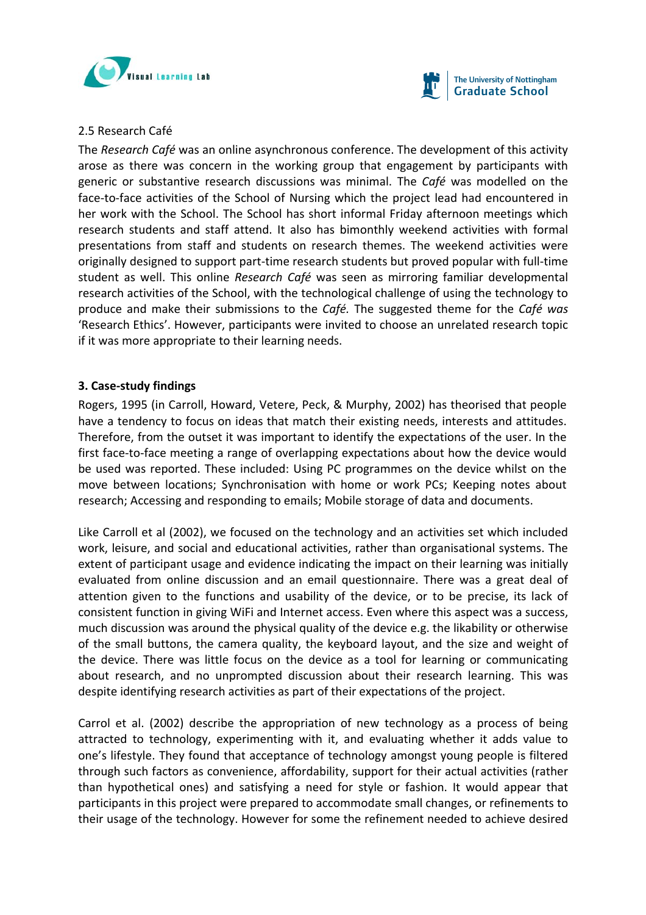2.5 Research Café

The *Research Café* was an online asynchronous conference. The development of this activity arose as there was concern in the working group that engagement by participants with generic or substantive research discussions was minimal. The *Café* was modelled on the face-to-face activities of the School of Nursing which the project lead had encountered in her work with the School. The School has short informal Friday afternoon meetings which research students and staff attend. It also has bimonthly weekend activities with formal presentations from staff and students on research themes. The weekend activities were originally designed to support part-time research students but proved popular with full-time student as well. This online *Research Café* was seen as mirroring familiar developmental research activities of the School, with the technological challenge of using the technology to produce and make their submissions to the *Café.* The suggested theme for the *Café was* 'Research Ethics'. However, participants were invited to choose an unrelated research topic if it was more appropriate to their learning needs.

## 3. Case-study findings

Rogers, 1995 (in Carroll, Howard, Vetere, Peck, & Murphy, 2002) has theorised that people have a tendency to focus on ideas that match their existing needs, interests and attitudes. Therefore, from the outset it was important to identify the expectations of the user. In the first face-to-face meeting a range of overlapping expectations about how the device would be used was reported. These included: Using PC programmes on the device whilst on the move between locations; Synchronisation with home or work PCs; Keeping notes about research; Accessing and responding to emails; Mobile storage of data and documents.

Like Carroll et al (2002), we focused on the technology and an activities set which included work, leisure, and social and educational activities, rather than organisational systems. The extent of participant usage and evidence indicating the impact on their learning was initially evaluated from online discussion and an email questionnaire. There was a great deal of attention given to the functions and usability of the device, or to be precise, its lack of consistent function in giving WiFi and Internet access. Even where this aspect was a success, much discussion was around the physical quality of the device e.g. the likability or otherwise of the small buttons, the camera quality, the keyboard layout, and the size and weight of the device. There was little focus on the device as a tool for learning or communicating about research, and no unprompted discussion about their research learning. This was despite identifying research activities as part of their expectations of the project.

Carrol et al. (2002) describe the appropriation of new technology as a process of being attracted to technology, experimenting with it, and evaluating whether it adds value to one's lifestyle. They found that acceptance of technology amongst young people is filtered through such factors as convenience, affordability, support for their actual activities (rather than hypothetical ones) and satisfying a need for style or fashion. It would appear that participants in this project were prepared to accommodate small changes, or refinements to their usage of the technology. However for some the refinement needed to achieve desired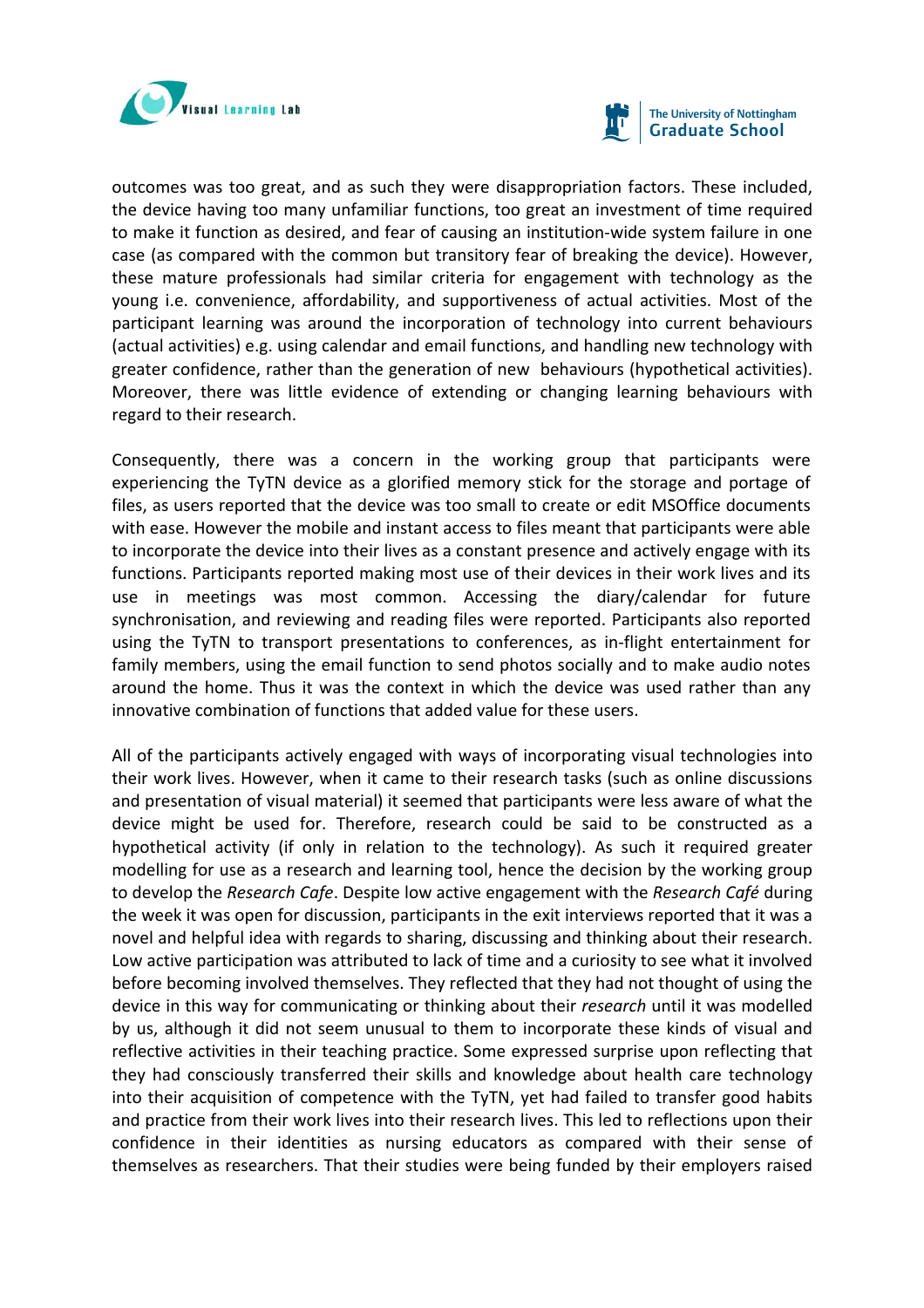outcomes was too great, and as such they were disappropriation factors. These included, the device having too many unfamiliar functions, too great an investment of time required to make it function as desired, and fear of causing an institution-wide system failure in one case (as compared with the common but transitory fear of breaking the device). However, these mature professionals had similar criteria for engagement with technology as the young i.e. convenience, affordability, and supportiveness of actual activities. Most of the participant learning was around the incorporation of technology into current behaviours (actual activities) e.g. using calendar and email functions, and handling new technology with greater confidence, rather than the generation of new behaviours (hypothetical activities). Moreover, there was little evidence of extending or changing learning behaviours with regard to their research.

Consequently, there was a concern in the working group that participants were experiencing the TyTN device as a glorified memory stick for the storage and portage of files, as users reported that the device was too small to create or edit MSOffice documents with ease. However the mobile and instant access to files meant that participants were able to incorporate the device into their lives as a constant presence and actively engage with its functions. Participants reported making most use of their devices in their work lives and its use in meetings was most common. Accessing the diary/calendar for future synchronisation, and reviewing and reading files were reported. Participants also reported using the TyTN to transport presentations to conferences, as in-flight entertainment for family members, using the email function to send photos socially and to make audio notes around the home. Thus it was the context in which the device was used rather than any innovative combination of functions that added value for these users.

All of the participants actively engaged with ways of incorporating visual technologies into their work lives. However, when it came to their research tasks (such as online discussions and presentation of visual material) it seemed that participants were less aware of what the device might be used for. Therefore, research could be said to be constructed as a hypothetical activity (if only in relation to the technology). As such it required greater modelling for use as a research and learning tool, hence the decision by the working group to develop the *Research Cafe*. Despite low active engagement with the *Research Café* during the week it was open for discussion, participants in the exit interviews reported that it was a novel and helpful idea with regards to sharing, discussing and thinking about their research. Low active participation was attributed to lack of time and a curiosity to see what it involved before becoming involved themselves. They reflected that they had not thought of using the device in this way for communicating or thinking about their *research* until it was modelled by us, although it did not seem unusual to them to incorporate these kinds of visual and reflective activities in their teaching practice. Some expressed surprise upon reflecting that they had consciously transferred their skills and knowledge about health care technology into their acquisition of competence with the TyTN, yet had failed to transfer good habits and practice from their work lives into their research lives. This led to reflections upon their confidence in their identities as nursing educators as compared with their sense of themselves as researchers. That their studies were being funded by their employers raised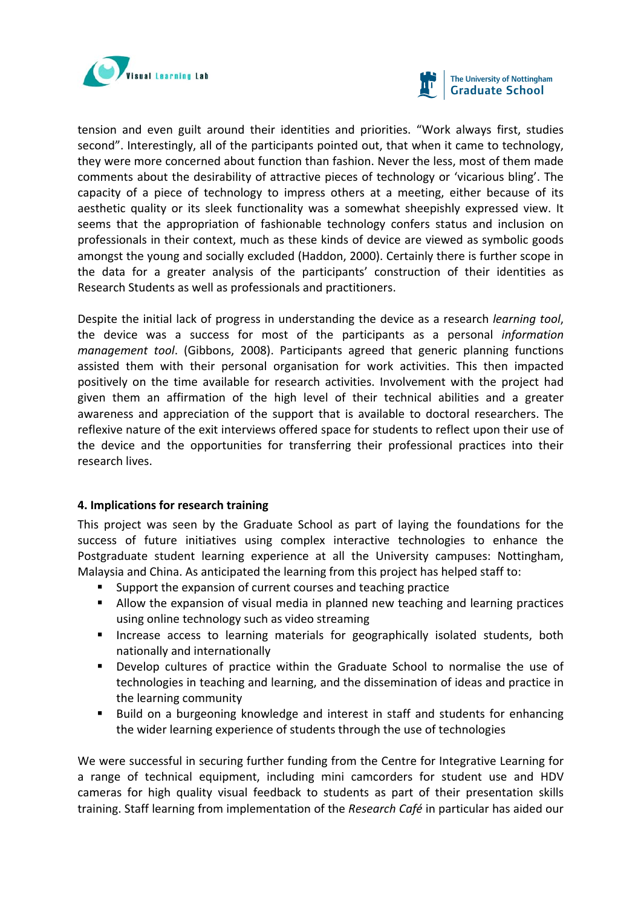tension and even guilt around their identities and priorities. “Work always first, studies second”. Interestingly, all of the participants pointed out, that when it came to technology, they were more concerned about function than fashion. Never the less, most of them made comments about the desirability of attractive pieces of technology or ‘vicarious bling’. The capacity of a piece of technology to impress others at a meeting, either because of its aesthetic quality or its sleek functionality was a somewhat sheepishly expressed view. It seems that the appropriation of fashionable technology confers status and inclusion on professionals in their context, much as these kinds of device are viewed as symbolic goods amongst the young and socially excluded (Haddon, 2000). Certainly there is further scope in the data for a greater analysis of the participants’ construction of their identities as Research Students as well as professionals and practitioners.

Despite the initial lack of progress in understanding the device as a research *learning tool*, the device was a success for most of the participants as a personal *information management tool*. (Gibbons, 2008). Participants agreed that generic planning functions assisted them with their personal organisation for work activities. This then impacted positively on the time available for research activities. Involvement with the project had given them an affirmation of the high level of their technical abilities and a greater awareness and appreciation of the support that is available to doctoral researchers. The reflexive nature of the exit interviews offered space for students to reflect upon their use of the device and the opportunities for transferring their professional practices into their research lives.

**4. Implications for research training**

This project was seen by the Graduate School as part of laying the foundations for the success of future initiatives using complex interactive technologies to enhance the Postgraduate student learning experience at all the University campuses: Nottingham, Malaysia and China. As anticipated the learning from this project has helped staff to:

- Support the expansion of current courses and teaching practice
- Allow the expansion of visual media in planned new teaching and learning practices using online technology such as video streaming
- Increase access to learning materials for geographically isolated students, both nationally and internationally
- Develop cultures of practice within the Graduate School to normalise the use of technologies in teaching and learning, and the dissemination of ideas and practice in the learning community
- Build on a burgeoning knowledge and interest in staff and students for enhancing the wider learning experience of students through the use of technologies

We were successful in securing further funding from the Centre for Integrative Learning for a range of technical equipment, including mini camcorders for student use and HDV cameras for high quality visual feedback to students as part of their presentation skills training. Staff learning from implementation of the *Research Café* in particular has aided our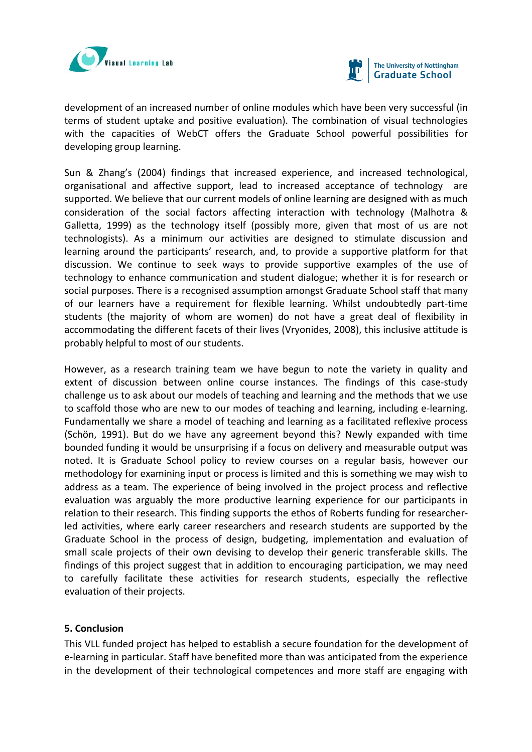development of an increased number of online modules which have been very successful (in terms of student uptake and positive evaluation). The combination of visual technologies with the capacities of WebCT offers the Graduate School powerful possibilities for developing group learning.

Sun & Zhang's (2004) findings that increased experience, and increased technological, organisational and affective support, lead to increased acceptance of technology are supported. We believe that our current models of online learning are designed with as much consideration of the social factors affecting interaction with technology (Malhotra & Galletta, 1999) as the technology itself (possibly more, given that most of us are not technologists). As a minimum our activities are designed to stimulate discussion and learning around the participants' research, and, to provide a supportive platform for that discussion. We continue to seek ways to provide supportive examples of the use of technology to enhance communication and student dialogue; whether it is for research or social purposes. There is a recognised assumption amongst Graduate School staff that many of our learners have a requirement for flexible learning. Whilst undoubtedly part-time students (the majority of whom are women) do not have a great deal of flexibility in accommodating the different facets of their lives (Vryonides, 2008), this inclusive attitude is probably helpful to most of our students.

However, as a research training team we have begun to note the variety in quality and extent of discussion between online course instances. The findings of this case-study challenge us to ask about our models of teaching and learning and the methods that we use to scaffold those who are new to our modes of teaching and learning, including e-learning. Fundamentally we share a model of teaching and learning as a facilitated reflexive process (Schön, 1991). But do we have any agreement beyond this? Newly expanded with time bounded funding it would be unsurprising if a focus on delivery and measurable output was noted. It is Graduate School policy to review courses on a regular basis, however our methodology for examining input or process is limited and this is something we may wish to address as a team. The experience of being involved in the project process and reflective evaluation was arguably the more productive learning experience for our participants in relation to their research. This finding supports the ethos of Roberts funding for researcher-led activities, where early career researchers and research students are supported by the Graduate School in the process of design, budgeting, implementation and evaluation of small scale projects of their own devising to develop their generic transferable skills. The findings of this project suggest that in addition to encouraging participation, we may need to carefully facilitate these activities for research students, especially the reflective evaluation of their projects.

## 5. Conclusion

This VLL funded project has helped to establish a secure foundation for the development of e-learning in particular. Staff have benefited more than was anticipated from the experience in the development of their technological competences and more staff are engaging with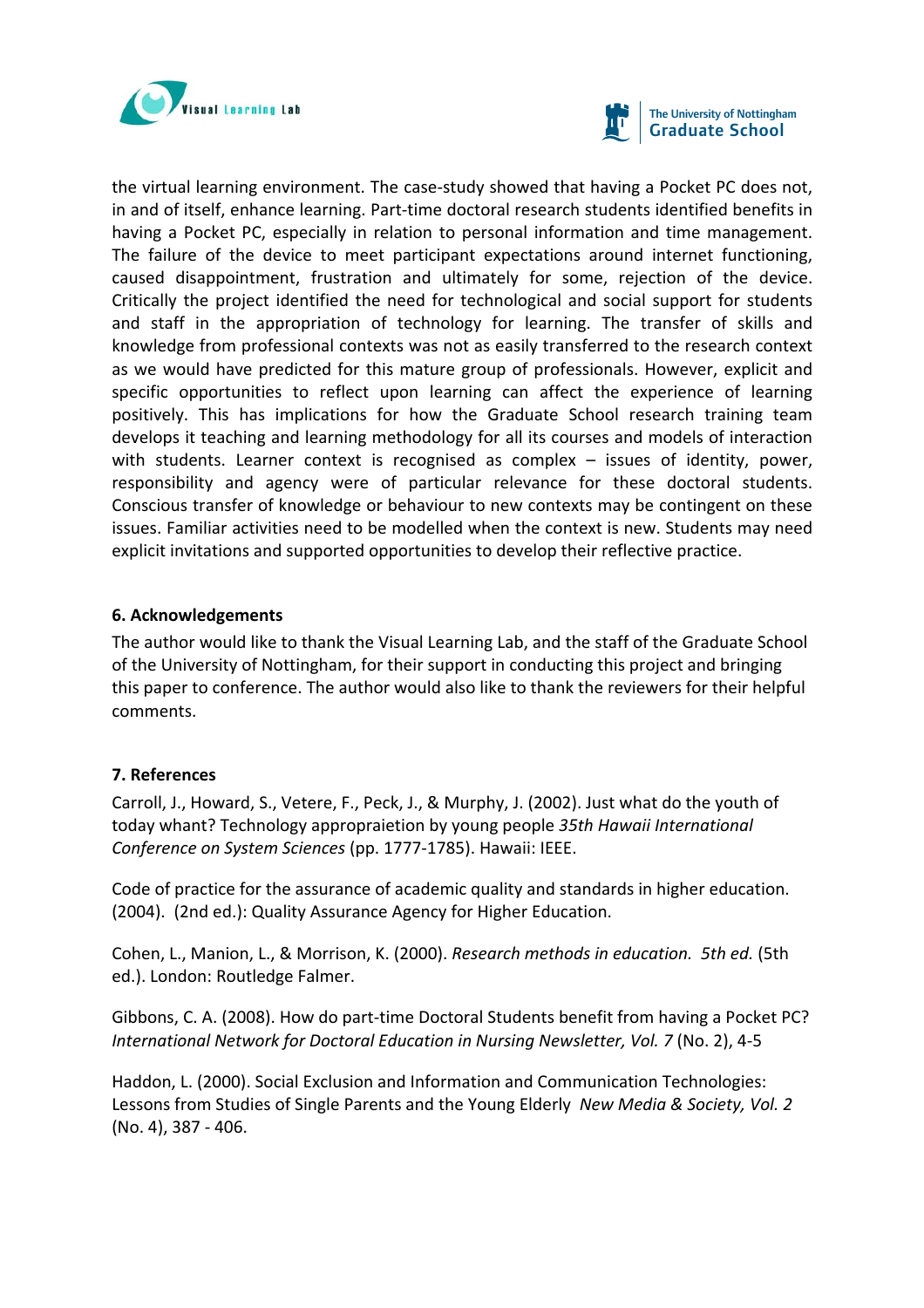the virtual learning environment. The case-study showed that having a Pocket PC does not, in and of itself, enhance learning. Part-time doctoral research students identified benefits in having a Pocket PC, especially in relation to personal information and time management. The failure of the device to meet participant expectations around internet functioning, caused disappointment, frustration and ultimately for some, rejection of the device. Critically the project identified the need for technological and social support for students and staff in the appropriation of technology for learning. The transfer of skills and knowledge from professional contexts was not as easily transferred to the research context as we would have predicted for this mature group of professionals. However, explicit and specific opportunities to reflect upon learning can affect the experience of learning positively. This has implications for how the Graduate School research training team develops it teaching and learning methodology for all its courses and models of interaction with students. Learner context is recognised as complex – issues of identity, power, responsibility and agency were of particular relevance for these doctoral students. Conscious transfer of knowledge or behaviour to new contexts may be contingent on these issues. Familiar activities need to be modelled when the context is new. Students may need explicit invitations and supported opportunities to develop their reflective practice.

## 6. Acknowledgements

The author would like to thank the Visual Learning Lab, and the staff of the Graduate School of the University of Nottingham, for their support in conducting this project and bringing this paper to conference. The author would also like to thank the reviewers for their helpful comments.

## 7. References

Carroll, J., Howard, S., Vetere, F., Peck, J., & Murphy, J. (2002). Just what do the youth of today whant? Technology appropraietion by young people *35th Hawaii International Conference on System Sciences* (pp. 1777-1785). Hawaii: IEEE.

Code of practice for the assurance of academic quality and standards in higher education. (2004). (2nd ed.): Quality Assurance Agency for Higher Education.

Cohen, L., Manion, L., & Morrison, K. (2000). *Research methods in education. 5th ed.* (5th ed.). London: Routledge Falmer.

Gibbons, C. A. (2008). How do part-time Doctoral Students benefit from having a Pocket PC? *International Network for Doctoral Education in Nursing Newsletter, Vol. 7* (No. 2), 4-5

Haddon, L. (2000). Social Exclusion and Information and Communication Technologies: Lessons from Studies of Single Parents and the Young Elderly *New Media & Society, Vol. 2* (No. 4), 387 - 406.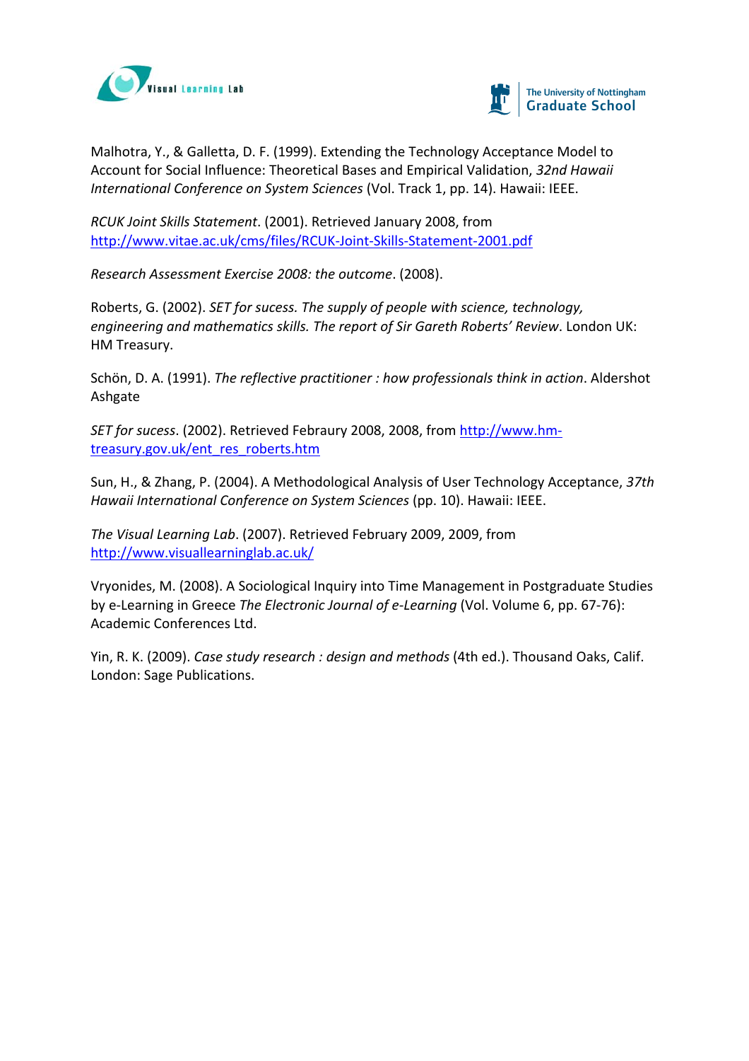Malhotra, Y., & Galletta, D. F. (1999). Extending the Technology Acceptance Model to Account for Social Influence: Theoretical Bases and Empirical Validation, *32nd Hawaii International Conference on System Sciences* (Vol. Track 1, pp. 14). Hawaii: IEEE.

*RCUK Joint Skills Statement*. (2001). Retrieved January 2008, from http://www.vitae.ac.uk/cms/files/RCUK-Joint-Skills-Statement-2001.pdf

*Research Assessment Exercise 2008: the outcome*. (2008).

Roberts, G. (2002). *SET for sucess. The supply of people with science, technology, engineering and mathematics skills. The report of Sir Gareth Roberts' Review*. London UK: HM Treasury.

Schön, D. A. (1991). *The reflective practitioner : how professionals think in action*. Aldershot Ashgate

*SET for sucess*. (2002). Retrieved Febraury 2008, 2008, from http://www.hm-treasury.gov.uk/ent_res_roberts.htm

Sun, H., & Zhang, P. (2004). A Methodological Analysis of User Technology Acceptance, *37th Hawaii International Conference on System Sciences* (pp. 10). Hawaii: IEEE.

*The Visual Learning Lab*. (2007). Retrieved February 2009, 2009, from http://www.visuallearninglab.ac.uk/

Vryonides, M. (2008). A Sociological Inquiry into Time Management in Postgraduate Studies by e-Learning in Greece *The Electronic Journal of e-Learning* (Vol. Volume 6, pp. 67-76): Academic Conferences Ltd.

Yin, R. K. (2009). *Case study research : design and methods* (4th ed.). Thousand Oaks, Calif. London: Sage Publications.